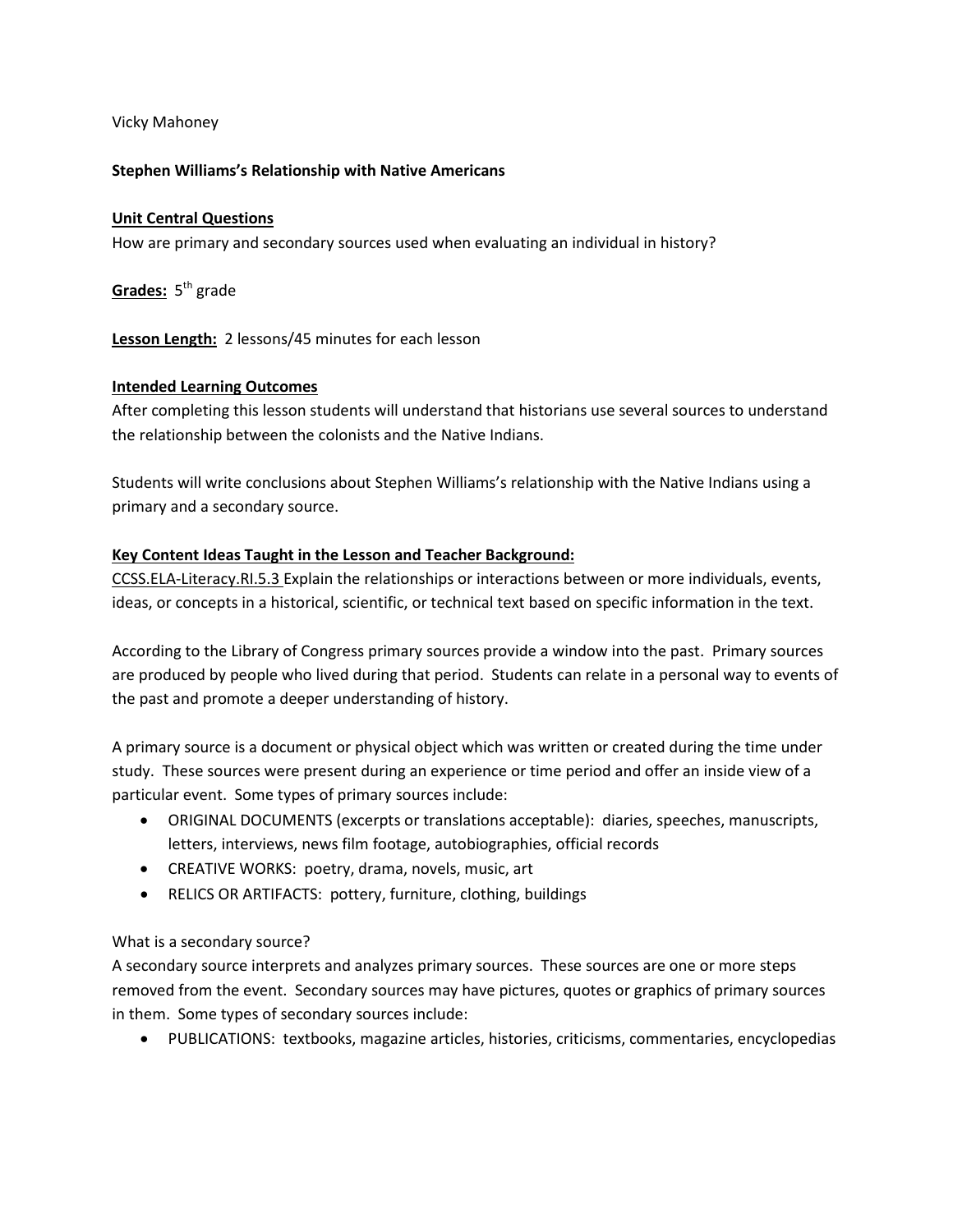Vicky Mahoney

**Stephen Williams's Relationship with Native Americans**

**Unit Central Questions**

How are primary and secondary sources used when evaluating an individual in history?

**Grades:** 5th grade

**Lesson Length:** 2 lessons/45 minutes for each lesson

**Intended Learning Outcomes**

After completing this lesson students will understand that historians use several sources to understand the relationship between the colonists and the Native Indians.

Students will write conclusions about Stephen Williams's relationship with the Native Indians using a primary and a secondary source.

**Key Content Ideas Taught in the Lesson and Teacher Background:**

CCSS.ELA-Literacy.RI.5.3 Explain the relationships or interactions between or more individuals, events, ideas, or concepts in a historical, scientific, or technical text based on specific information in the text.

According to the Library of Congress primary sources provide a window into the past. Primary sources are produced by people who lived during that period. Students can relate in a personal way to events of the past and promote a deeper understanding of history.

A primary source is a document or physical object which was written or created during the time under study. These sources were present during an experience or time period and offer an inside view of a particular event. Some types of primary sources include:

- ORIGINAL DOCUMENTS (excerpts or translations acceptable): diaries, speeches, manuscripts, letters, interviews, news film footage, autobiographies, official records
- CREATIVE WORKS: poetry, drama, novels, music, art
- RELICS OR ARTIFACTS: pottery, furniture, clothing, buildings

What is a secondary source?

A secondary source interprets and analyzes primary sources. These sources are one or more steps removed from the event. Secondary sources may have pictures, quotes or graphics of primary sources in them. Some types of secondary sources include:

- PUBLICATIONS: textbooks, magazine articles, histories, criticisms, commentaries, encyclopedias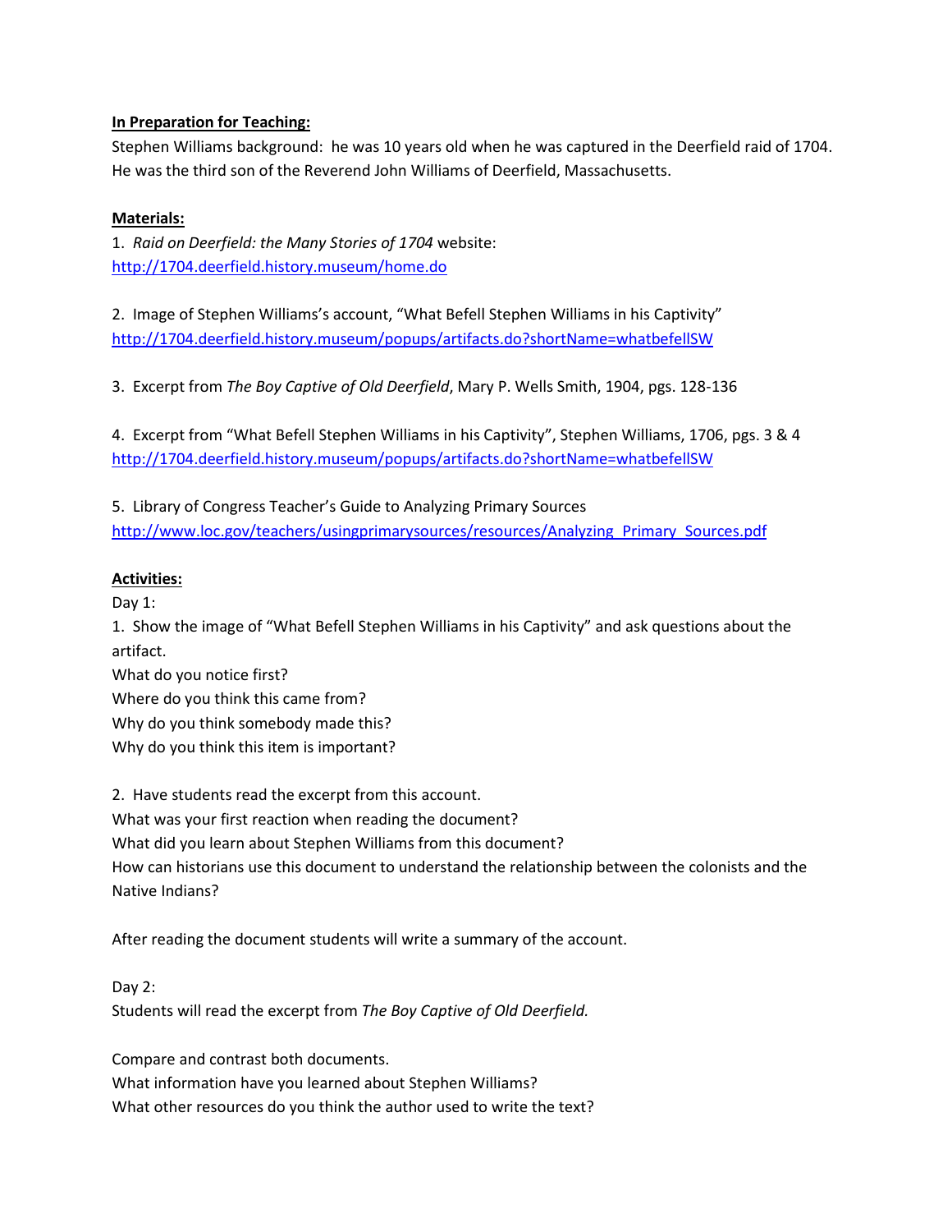**In Preparation for Teaching:**

Stephen Williams background: he was 10 years old when he was captured in the Deerfield raid of 1704. He was the third son of the Reverend John Williams of Deerfield, Massachusetts.

**Materials:**

1. *Raid on Deerfield: the Many Stories of 1704* website: [http://1704.deerfield.history.museum/home.do](http://1704.deerfield.history.museum/home.do)

2. Image of Stephen Williams's account, "What Befell Stephen Williams in his Captivity" [http://1704.deerfield.history.museum/popups/artifacts.do?shortName=whatbefellSW](http://1704.deerfield.history.museum/popups/artifacts.do?shortName=whatbefellSW)

3. Excerpt from *The Boy Captive of Old Deerfield*, Mary P. Wells Smith, 1904, pgs. 128-136

4. Excerpt from "What Befell Stephen Williams in his Captivity", Stephen Williams, 1706, pgs. 3 & 4 [http://1704.deerfield.history.museum/popups/artifacts.do?shortName=whatbefellSW](http://1704.deerfield.history.museum/popups/artifacts.do?shortName=whatbefellSW)

5. Library of Congress Teacher's Guide to Analyzing Primary Sources [http://www.loc.gov/teachers/usingprimarysources/resources/Analyzing_Primary_Sources.pdf](http://www.loc.gov/teachers/usingprimarysources/resources/Analyzing_Primary_Sources.pdf)

**Activities:**

Day 1:

1. Show the image of "What Befell Stephen Williams in his Captivity" and ask questions about the artifact.

What do you notice first?

Where do you think this came from?

Why do you think somebody made this?

Why do you think this item is important?

2. Have students read the excerpt from this account.

What was your first reaction when reading the document?

What did you learn about Stephen Williams from this document?

How can historians use this document to understand the relationship between the colonists and the Native Indians?

After reading the document students will write a summary of the account.

Day 2:

Students will read the excerpt from *The Boy Captive of Old Deerfield.*

Compare and contrast both documents.

What information have you learned about Stephen Williams?

What other resources do you think the author used to write the text?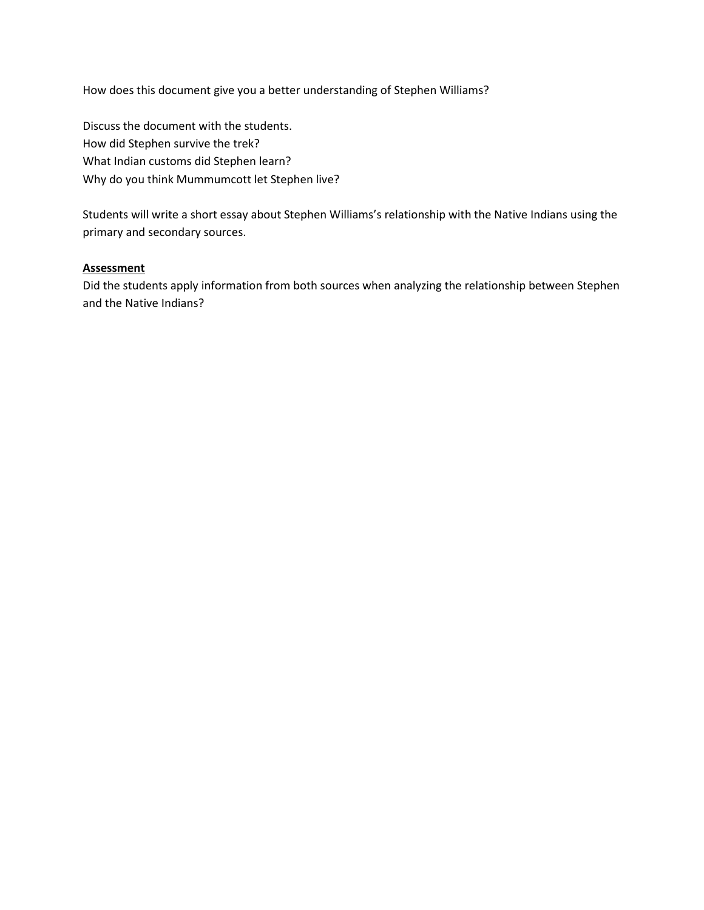How does this document give you a better understanding of Stephen Williams?

Discuss the document with the students.
How did Stephen survive the trek?
What Indian customs did Stephen learn?
Why do you think Mummumcott let Stephen live?

Students will write a short essay about Stephen Williams's relationship with the Native Indians using the primary and secondary sources.

**<u>Assessment</u>**
Did the students apply information from both sources when analyzing the relationship between Stephen and the Native Indians?